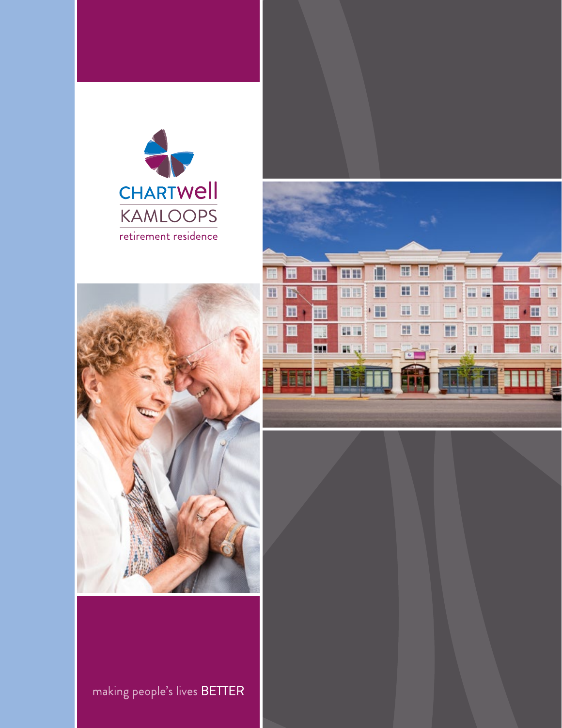# CHARTWell KAMLOOPS

retirement residence

making people's lives BETTER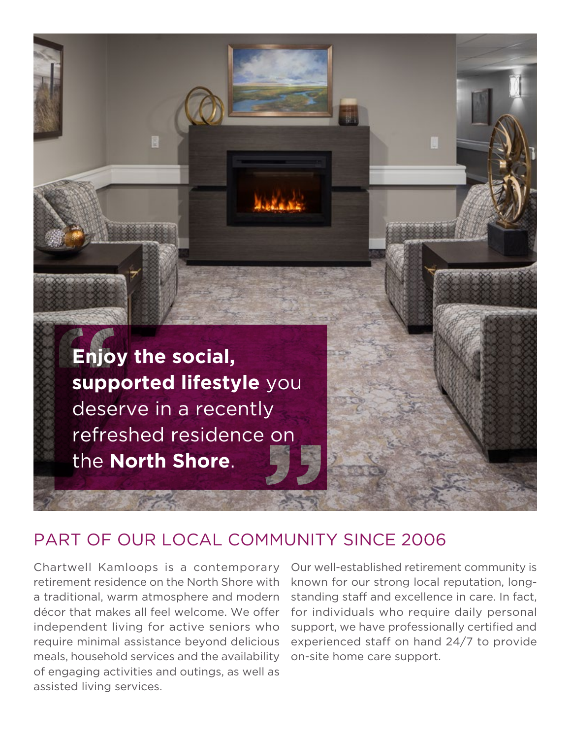> **Enjoy the social, supported lifestyle** you deserve in a recently refreshed residence on the **North Shore**.

## PART OF OUR LOCAL COMMUNITY SINCE 2006

Chartwell Kamloops is a contemporary retirement residence on the North Shore with a traditional, warm atmosphere and modern décor that makes all feel welcome. We offer independent living for active seniors who require minimal assistance beyond delicious meals, household services and the availability of engaging activities and outings, as well as assisted living services.

Our well-established retirement community is known for our strong local reputation, long-standing staff and excellence in care. In fact, for individuals who require daily personal support, we have professionally certified and experienced staff on hand 24/7 to provide on-site home care support.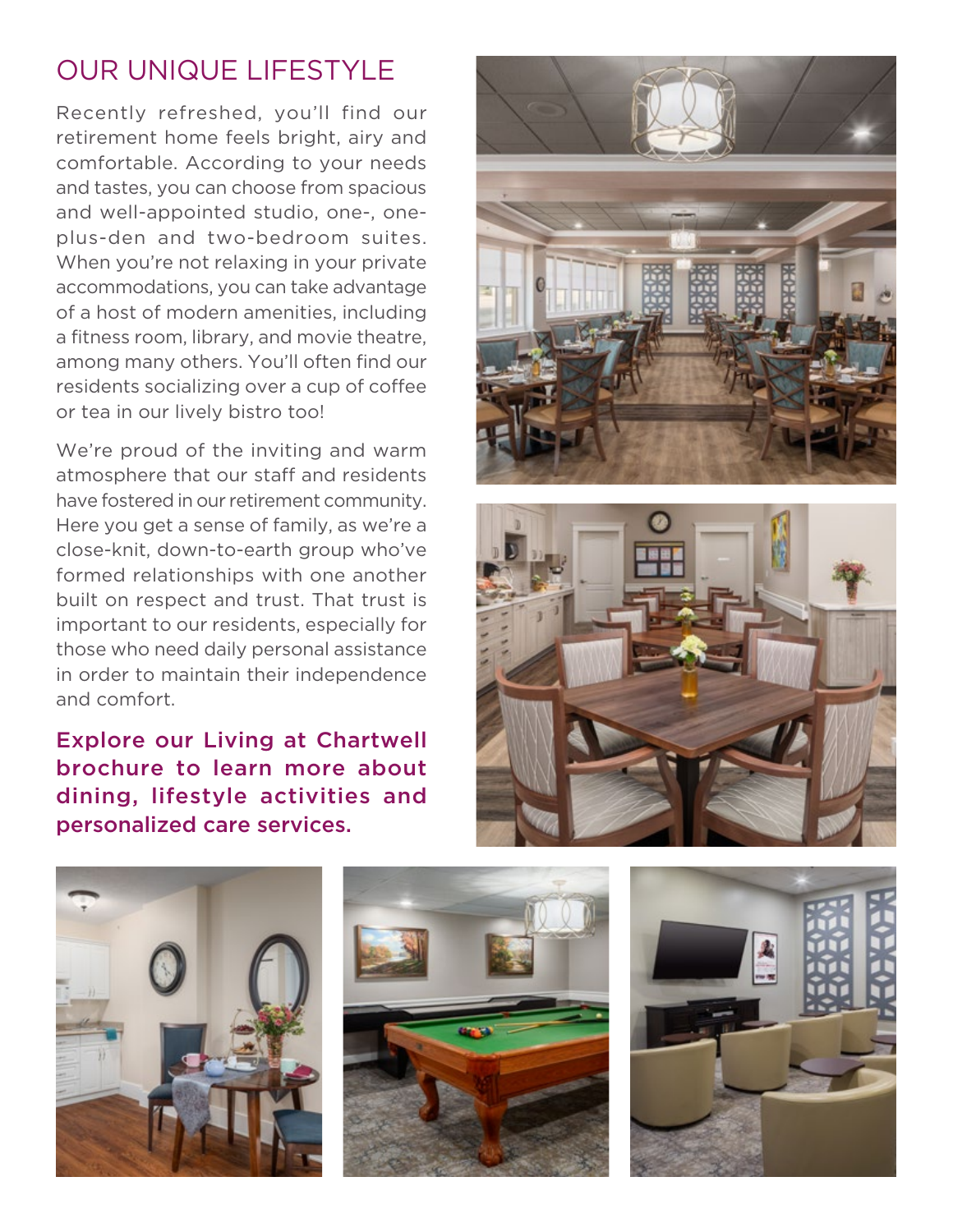## OUR UNIQUE LIFESTYLE

Recently refreshed, you'll find our retirement home feels bright, airy and comfortable. According to your needs and tastes, you can choose from spacious and well-appointed studio, one-, one-plus-den and two-bedroom suites. When you're not relaxing in your private accommodations, you can take advantage of a host of modern amenities, including a fitness room, library, and movie theatre, among many others. You'll often find our residents socializing over a cup of coffee or tea in our lively bistro too!

We're proud of the inviting and warm atmosphere that our staff and residents have fostered in our retirement community. Here you get a sense of family, as we're a close-knit, down-to-earth group who've formed relationships with one another built on respect and trust. That trust is important to our residents, especially for those who need daily personal assistance in order to maintain their independence and comfort.

**Explore our Living at Chartwell brochure to learn more about dining, lifestyle activities and personalized care services.**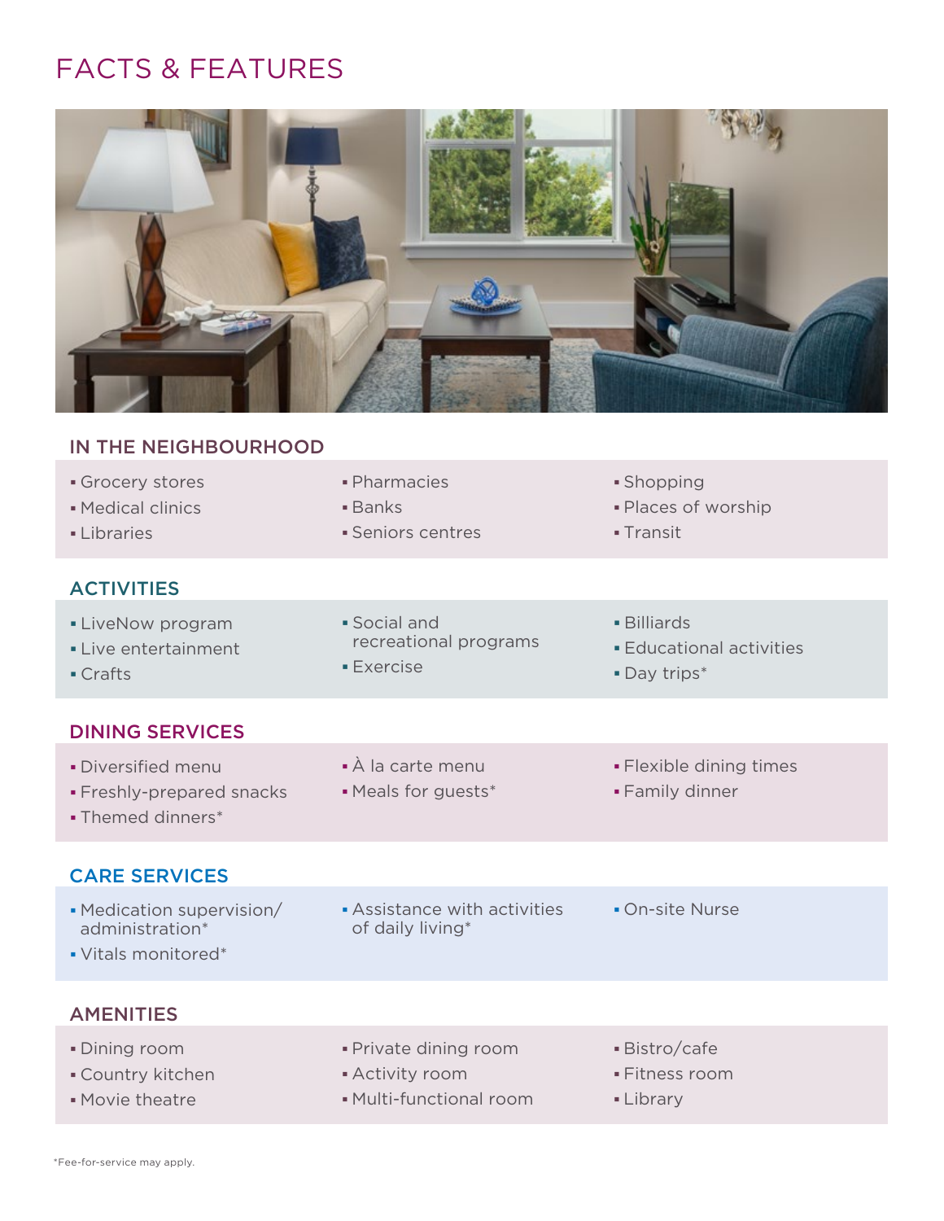# FACTS & FEATURES

## IN THE NEIGHBOURHOOD

- Grocery stores
- Medical clinics
- Libraries
- Pharmacies
- Banks
- Seniors centres
- Shopping
- Places of worship
- Transit

## ACTIVITIES

- LiveNow program
- Live entertainment
- Crafts
- Social and recreational programs
- Exercise
- Billiards
- Educational activities
- Day trips*

## DINING SERVICES

- Diversified menu
- Freshly-prepared snacks
- Themed dinners*
- À la carte menu
- Meals for guests*
- Flexible dining times
- Family dinner

## CARE SERVICES

- Medication supervision/ administration*
- Vitals monitored*
- Assistance with activities of daily living*
- On-site Nurse

## AMENITIES

- Dining room
- Country kitchen
- Movie theatre
- Private dining room
- Activity room
- Multi-functional room
- Bistro/cafe
- Fitness room
- Library

*Fee-for-service may apply.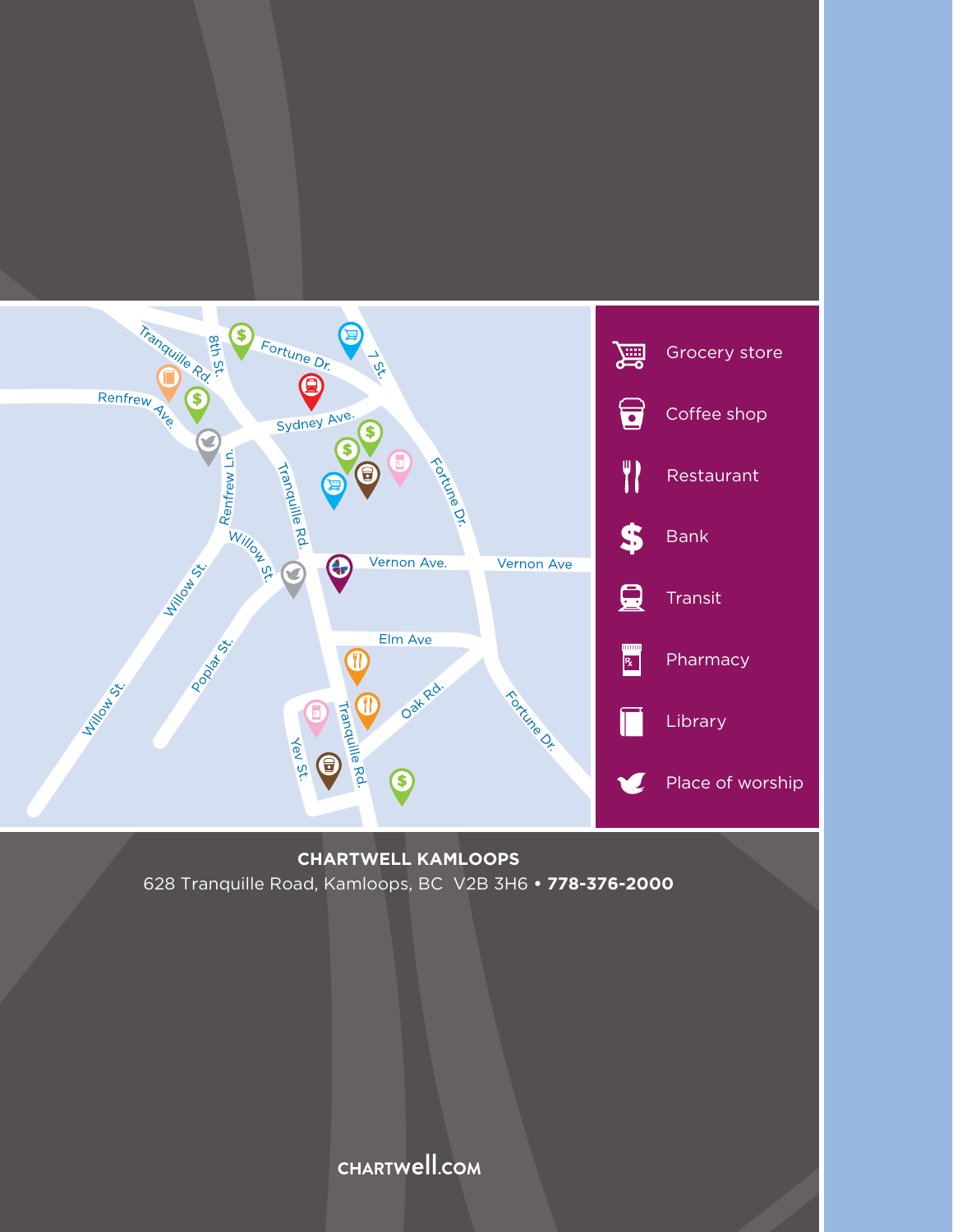Tranquille Rd.
8th St.
Fortune Dr.
7 St.
Renfrew Ave.
Sydney Ave.
Renfrew Ln.
Tranquille Rd.
Fortune Dr.
Willow St.
Vernon Ave.
Vernon Ave
Willow St.
Poplar St.
Elm Ave
Oak Rd.
Fortune Dr.
Willow St.
Yev St.
Tranquille Rd.

Grocery store

Coffee shop

Restaurant

Bank

Transit

Pharmacy

Library

Place of worship

**CHARTWELL KAMLOOPS**

628 Tranquille Road, Kamloops, BC V2B 3H6 • **778-376-2000**

CHARTWELL.COM